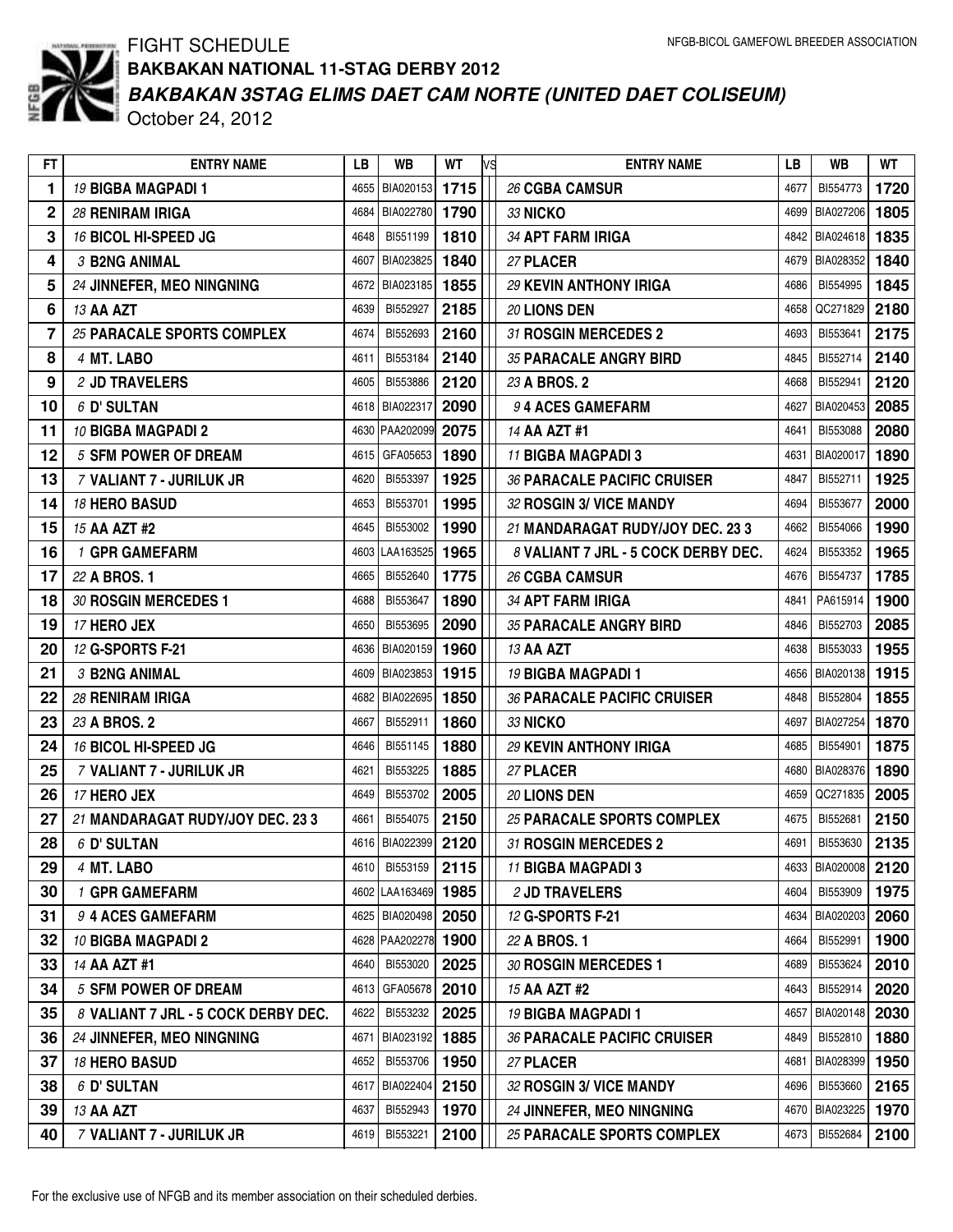# FIGHT SCHEDULE

NFGB-BICOL GAMEFOWL BREEDER ASSOCIATION

## BAKBAKAN NATIONAL 11-STAG DERBY 2012

### *BAKBAKAN 3STAG ELIMS DAET CAM NORTE (UNITED DAET COLISEUM)*

October 24, 2012

| FT | ENTRY NAME | LB | WB | WT | VS | ENTRY NAME | LB | WB | WT |
|---|---|---|---|---|---|---|---|---|---|
| 1 | *19* **BIGBA MAGPADI 1** | 4655 | BIA020153 | **1715** | | *26* **CGBA CAMSUR** | 4677 | BI554773 | **1720** |
| 2 | *28* **RENIRAM IRIGA** | 4684 | BIA022780 | **1790** | | *33* **NICKO** | 4699 | BIA027206 | **1805** |
| 3 | *16* **BICOL HI-SPEED JG** | 4648 | BI551199 | **1810** | | *34* **APT FARM IRIGA** | 4842 | BIA024618 | **1835** |
| 4 | *3* **B2NG ANIMAL** | 4607 | BIA023825 | **1840** | | *27* **PLACER** | 4679 | BIA028352 | **1840** |
| 5 | *24* **JINNEFER, MEO NINGNING** | 4672 | BIA023185 | **1855** | | *29* **KEVIN ANTHONY IRIGA** | 4686 | BI554995 | **1845** |
| 6 | *13* **AA AZT** | 4639 | BI552927 | **2185** | | *20* **LIONS DEN** | 4658 | QC271829 | **2180** |
| 7 | *25* **PARACALE SPORTS COMPLEX** | 4674 | BI552693 | **2160** | | *31* **ROSGIN MERCEDES 2** | 4693 | BI553641 | **2175** |
| 8 | *4* **MT. LABO** | 4611 | BI553184 | **2140** | | *35* **PARACALE ANGRY BIRD** | 4845 | BI552714 | **2140** |
| 9 | *2* **JD TRAVELERS** | 4605 | BI553886 | **2120** | | *23* **A BROS. 2** | 4668 | BI552941 | **2120** |
| 10 | *6* **D' SULTAN** | 4618 | BIA022317 | **2090** | | *9* **4 ACES GAMEFARM** | 4627 | BIA020453 | **2085** |
| 11 | *10* **BIGBA MAGPADI 2** | 4630 | PAA202099 | **2075** | | *14* **AA AZT #1** | 4641 | BI553088 | **2080** |
| 12 | *5* **SFM POWER OF DREAM** | 4615 | GFA05653 | **1890** | | *11* **BIGBA MAGPADI 3** | 4631 | BIA020017 | **1890** |
| 13 | *7* **VALIANT 7 - JURILUK JR** | 4620 | BI553397 | **1925** | | *36* **PARACALE PACIFIC CRUISER** | 4847 | BI552711 | **1925** |
| 14 | *18* **HERO BASUD** | 4653 | BI553701 | **1995** | | *32* **ROSGIN 3/ VICE MANDY** | 4694 | BI553677 | **2000** |
| 15 | *15* **AA AZT #2** | 4645 | BI553002 | **1990** | | *21* **MANDARAGAT RUDY/JOY DEC. 23 3** | 4662 | BI554066 | **1990** |
| 16 | *1* **GPR GAMEFARM** | 4603 | LAA163525 | **1965** | | *8* **VALIANT 7 JRL - 5 COCK DERBY DEC.** | 4624 | BI553352 | **1965** |
| 17 | *22* **A BROS. 1** | 4665 | BI552640 | **1775** | | *26* **CGBA CAMSUR** | 4676 | BI554737 | **1785** |
| 18 | *30* **ROSGIN MERCEDES 1** | 4688 | BI553647 | **1890** | | *34* **APT FARM IRIGA** | 4841 | PA615914 | **1900** |
| 19 | *17* **HERO JEX** | 4650 | BI553695 | **2090** | | *35* **PARACALE ANGRY BIRD** | 4846 | BI552703 | **2085** |
| 20 | *12* **G-SPORTS F-21** | 4636 | BIA020159 | **1960** | | *13* **AA AZT** | 4638 | BI553033 | **1955** |
| 21 | *3* **B2NG ANIMAL** | 4609 | BIA023853 | **1915** | | *19* **BIGBA MAGPADI 1** | 4656 | BIA020138 | **1915** |
| 22 | *28* **RENIRAM IRIGA** | 4682 | BIA022695 | **1850** | | *36* **PARACALE PACIFIC CRUISER** | 4848 | BI552804 | **1855** |
| 23 | *23* **A BROS. 2** | 4667 | BI552911 | **1860** | | *33* **NICKO** | 4697 | BIA027254 | **1870** |
| 24 | *16* **BICOL HI-SPEED JG** | 4646 | BI551145 | **1880** | | *29* **KEVIN ANTHONY IRIGA** | 4685 | BI554901 | **1875** |
| 25 | *7* **VALIANT 7 - JURILUK JR** | 4621 | BI553225 | **1885** | | *27* **PLACER** | 4680 | BIA028376 | **1890** |
| 26 | *17* **HERO JEX** | 4649 | BI553702 | **2005** | | *20* **LIONS DEN** | 4659 | QC271835 | **2005** |
| 27 | *21* **MANDARAGAT RUDY/JOY DEC. 23 3** | 4661 | BI554075 | **2150** | | *25* **PARACALE SPORTS COMPLEX** | 4675 | BI552681 | **2150** |
| 28 | *6* **D' SULTAN** | 4616 | BIA022399 | **2120** | | *31* **ROSGIN MERCEDES 2** | 4691 | BI553630 | **2135** |
| 29 | *4* **MT. LABO** | 4610 | BI553159 | **2115** | | *11* **BIGBA MAGPADI 3** | 4633 | BIA020008 | **2120** |
| 30 | *1* **GPR GAMEFARM** | 4602 | LAA163469 | **1985** | | *2* **JD TRAVELERS** | 4604 | BI553909 | **1975** |
| 31 | *9* **4 ACES GAMEFARM** | 4625 | BIA020498 | **2050** | | *12* **G-SPORTS F-21** | 4634 | BIA020203 | **2060** |
| 32 | *10* **BIGBA MAGPADI 2** | 4628 | PAA202278 | **1900** | | *22* **A BROS. 1** | 4664 | BI552991 | **1900** |
| 33 | *14* **AA AZT #1** | 4640 | BI553020 | **2025** | | *30* **ROSGIN MERCEDES 1** | 4689 | BI553624 | **2010** |
| 34 | *5* **SFM POWER OF DREAM** | 4613 | GFA05678 | **2010** | | *15* **AA AZT #2** | 4643 | BI552914 | **2020** |
| 35 | *8* **VALIANT 7 JRL - 5 COCK DERBY DEC.** | 4622 | BI553232 | **2025** | | *19* **BIGBA MAGPADI 1** | 4657 | BIA020148 | **2030** |
| 36 | *24* **JINNEFER, MEO NINGNING** | 4671 | BIA023192 | **1885** | | *36* **PARACALE PACIFIC CRUISER** | 4849 | BI552810 | **1880** |
| 37 | *18* **HERO BASUD** | 4652 | BI553706 | **1950** | | *27* **PLACER** | 4681 | BIA028399 | **1950** |
| 38 | *6* **D' SULTAN** | 4617 | BIA022404 | **2150** | | *32* **ROSGIN 3/ VICE MANDY** | 4696 | BI553660 | **2165** |
| 39 | *13* **AA AZT** | 4637 | BI552943 | **1970** | | *24* **JINNEFER, MEO NINGNING** | 4670 | BIA023225 | **1970** |
| 40 | *7* **VALIANT 7 - JURILUK JR** | 4619 | BI553221 | **2100** | | *25* **PARACALE SPORTS COMPLEX** | 4673 | BI552684 | **2100** |

For the exclusive use of NFGB and its member association on their scheduled derbies.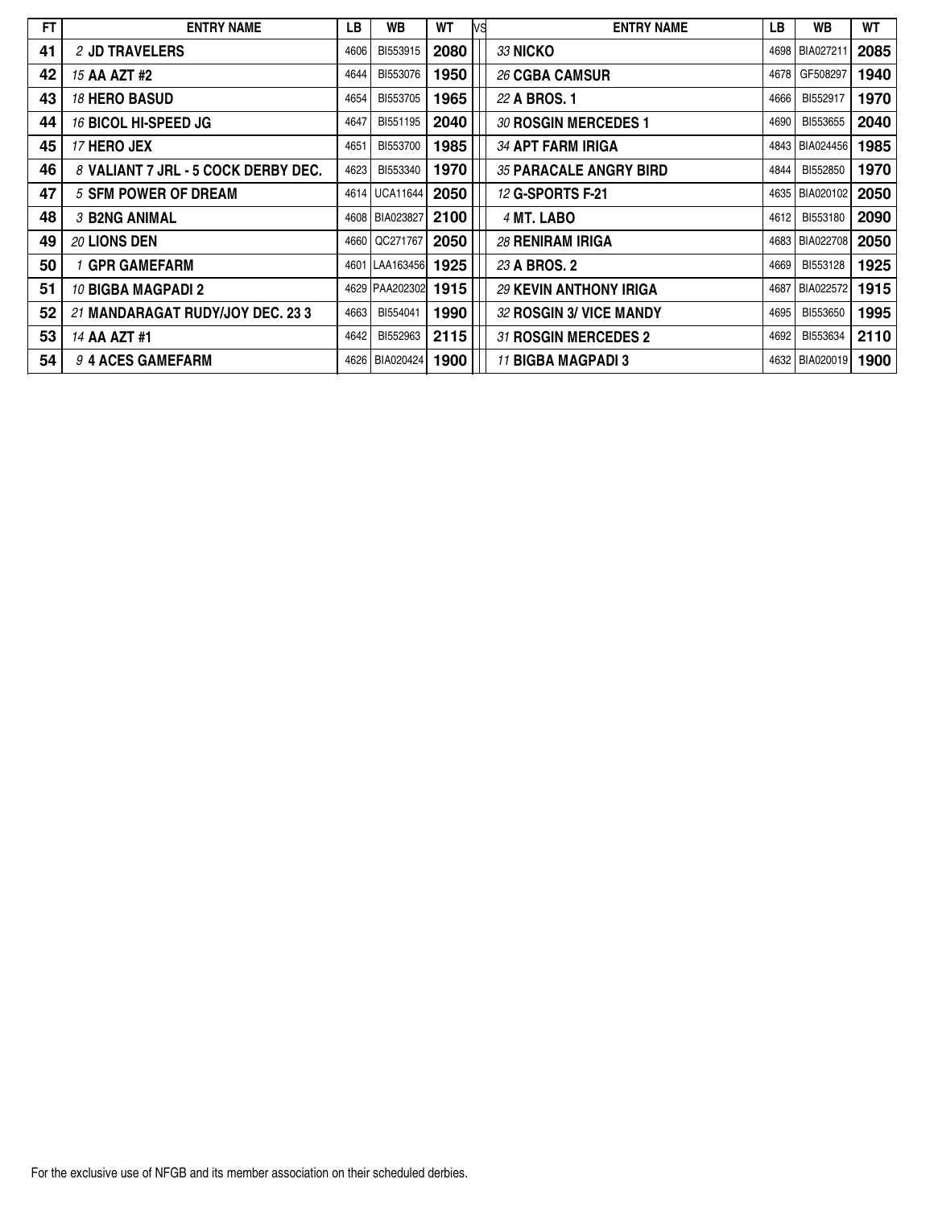| FT | ENTRY NAME | LB | WB | WT | VS | ENTRY NAME | LB | WB | WT |
|---|---|---|---|---|---|---|---|---|---|
| 41 | *2* **JD TRAVELERS** | 4606 | BI553915 | **2080** | | *33* **NICKO** | 4698 | BIA027211 | **2085** |
| 42 | *15* **AA AZT #2** | 4644 | BI553076 | **1950** | | *26* **CGBA CAMSUR** | 4678 | GF508297 | **1940** |
| 43 | *18* **HERO BASUD** | 4654 | BI553705 | **1965** | | *22* **A BROS. 1** | 4666 | BI552917 | **1970** |
| 44 | *16* **BICOL HI-SPEED JG** | 4647 | BI551195 | **2040** | | *30* **ROSGIN MERCEDES 1** | 4690 | BI553655 | **2040** |
| 45 | *17* **HERO JEX** | 4651 | BI553700 | **1985** | | *34* **APT FARM IRIGA** | 4843 | BIA024456 | **1985** |
| 46 | *8* **VALIANT 7 JRL - 5 COCK DERBY DEC.** | 4623 | BI553340 | **1970** | | *35* **PARACALE ANGRY BIRD** | 4844 | BI552850 | **1970** |
| 47 | *5* **SFM POWER OF DREAM** | 4614 | UCA11644 | **2050** | | *12* **G-SPORTS F-21** | 4635 | BIA020102 | **2050** |
| 48 | *3* **B2NG ANIMAL** | 4608 | BIA023827 | **2100** | | *4* **MT. LABO** | 4612 | BI553180 | **2090** |
| 49 | *20* **LIONS DEN** | 4660 | QC271767 | **2050** | | *28* **RENIRAM IRIGA** | 4683 | BIA022708 | **2050** |
| 50 | *1* **GPR GAMEFARM** | 4601 | LAA163456 | **1925** | | *23* **A BROS. 2** | 4669 | BI553128 | **1925** |
| 51 | *10* **BIGBA MAGPADI 2** | 4629 | PAA202302 | **1915** | | *29* **KEVIN ANTHONY IRIGA** | 4687 | BIA022572 | **1915** |
| 52 | *21* **MANDARAGAT RUDY/JOY DEC. 23 3** | 4663 | BI554041 | **1990** | | *32* **ROSGIN 3/ VICE MANDY** | 4695 | BI553650 | **1995** |
| 53 | *14* **AA AZT #1** | 4642 | BI552963 | **2115** | | *31* **ROSGIN MERCEDES 2** | 4692 | BI553634 | **2110** |
| 54 | *9* **4 ACES GAMEFARM** | 4626 | BIA020424 | **1900** | | *11* **BIGBA MAGPADI 3** | 4632 | BIA020019 | **1900** |

For the exclusive use of NFGB and its member association on their scheduled derbies.